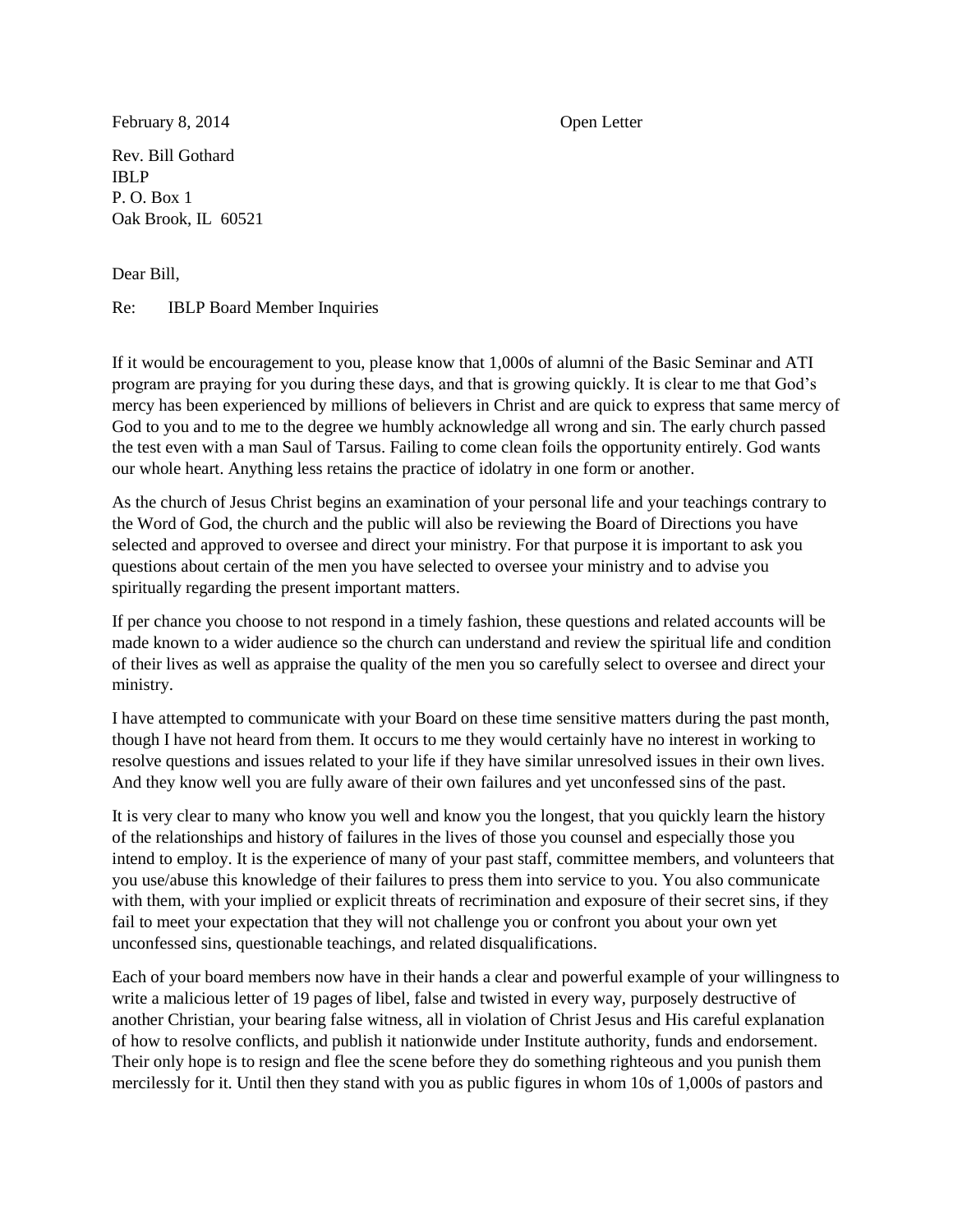February 8, 2014 Open Letter

Rev. Bill Gothard
IBLP
P. O. Box 1
Oak Brook, IL 60521

Dear Bill,

Re: IBLP Board Member Inquiries

If it would be encouragement to you, please know that 1,000s of alumni of the Basic Seminar and ATI program are praying for you during these days, and that is growing quickly. It is clear to me that God's mercy has been experienced by millions of believers in Christ and are quick to express that same mercy of God to you and to me to the degree we humbly acknowledge all wrong and sin. The early church passed the test even with a man Saul of Tarsus. Failing to come clean foils the opportunity entirely. God wants our whole heart. Anything less retains the practice of idolatry in one form or another.

As the church of Jesus Christ begins an examination of your personal life and your teachings contrary to the Word of God, the church and the public will also be reviewing the Board of Directions you have selected and approved to oversee and direct your ministry. For that purpose it is important to ask you questions about certain of the men you have selected to oversee your ministry and to advise you spiritually regarding the present important matters.

If per chance you choose to not respond in a timely fashion, these questions and related accounts will be made known to a wider audience so the church can understand and review the spiritual life and condition of their lives as well as appraise the quality of the men you so carefully select to oversee and direct your ministry.

I have attempted to communicate with your Board on these time sensitive matters during the past month, though I have not heard from them. It occurs to me they would certainly have no interest in working to resolve questions and issues related to your life if they have similar unresolved issues in their own lives. And they know well you are fully aware of their own failures and yet unconfessed sins of the past.

It is very clear to many who know you well and know you the longest, that you quickly learn the history of the relationships and history of failures in the lives of those you counsel and especially those you intend to employ. It is the experience of many of your past staff, committee members, and volunteers that you use/abuse this knowledge of their failures to press them into service to you. You also communicate with them, with your implied or explicit threats of recrimination and exposure of their secret sins, if they fail to meet your expectation that they will not challenge you or confront you about your own yet unconfessed sins, questionable teachings, and related disqualifications.

Each of your board members now have in their hands a clear and powerful example of your willingness to write a malicious letter of 19 pages of libel, false and twisted in every way, purposely destructive of another Christian, your bearing false witness, all in violation of Christ Jesus and His careful explanation of how to resolve conflicts, and publish it nationwide under Institute authority, funds and endorsement. Their only hope is to resign and flee the scene before they do something righteous and you punish them mercilessly for it. Until then they stand with you as public figures in whom 10s of 1,000s of pastors and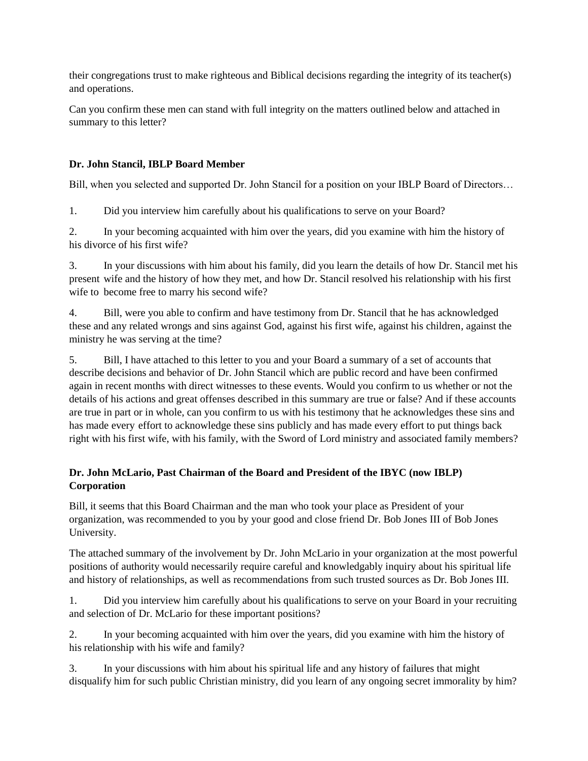their congregations trust to make righteous and Biblical decisions regarding the integrity of its teacher(s) and operations.

Can you confirm these men can stand with full integrity on the matters outlined below and attached in summary to this letter?

**Dr. John Stancil, IBLP Board Member**

Bill, when you selected and supported Dr. John Stancil for a position on your IBLP Board of Directors…

1. Did you interview him carefully about his qualifications to serve on your Board?

2. In your becoming acquainted with him over the years, did you examine with him the history of his divorce of his first wife?

3. In your discussions with him about his family, did you learn the details of how Dr. Stancil met his present wife and the history of how they met, and how Dr. Stancil resolved his relationship with his first wife to become free to marry his second wife?

4. Bill, were you able to confirm and have testimony from Dr. Stancil that he has acknowledged these and any related wrongs and sins against God, against his first wife, against his children, against the ministry he was serving at the time?

5. Bill, I have attached to this letter to you and your Board a summary of a set of accounts that describe decisions and behavior of Dr. John Stancil which are public record and have been confirmed again in recent months with direct witnesses to these events. Would you confirm to us whether or not the details of his actions and great offenses described in this summary are true or false? And if these accounts are true in part or in whole, can you confirm to us with his testimony that he acknowledges these sins and has made every effort to acknowledge these sins publicly and has made every effort to put things back right with his first wife, with his family, with the Sword of Lord ministry and associated family members?

**Dr. John McLario, Past Chairman of the Board and President of the IBYC (now IBLP) Corporation**

Bill, it seems that this Board Chairman and the man who took your place as President of your organization, was recommended to you by your good and close friend Dr. Bob Jones III of Bob Jones University.

The attached summary of the involvement by Dr. John McLario in your organization at the most powerful positions of authority would necessarily require careful and knowledgably inquiry about his spiritual life and history of relationships, as well as recommendations from such trusted sources as Dr. Bob Jones III.

1. Did you interview him carefully about his qualifications to serve on your Board in your recruiting and selection of Dr. McLario for these important positions?

2. In your becoming acquainted with him over the years, did you examine with him the history of his relationship with his wife and family?

3. In your discussions with him about his spiritual life and any history of failures that might disqualify him for such public Christian ministry, did you learn of any ongoing secret immorality by him?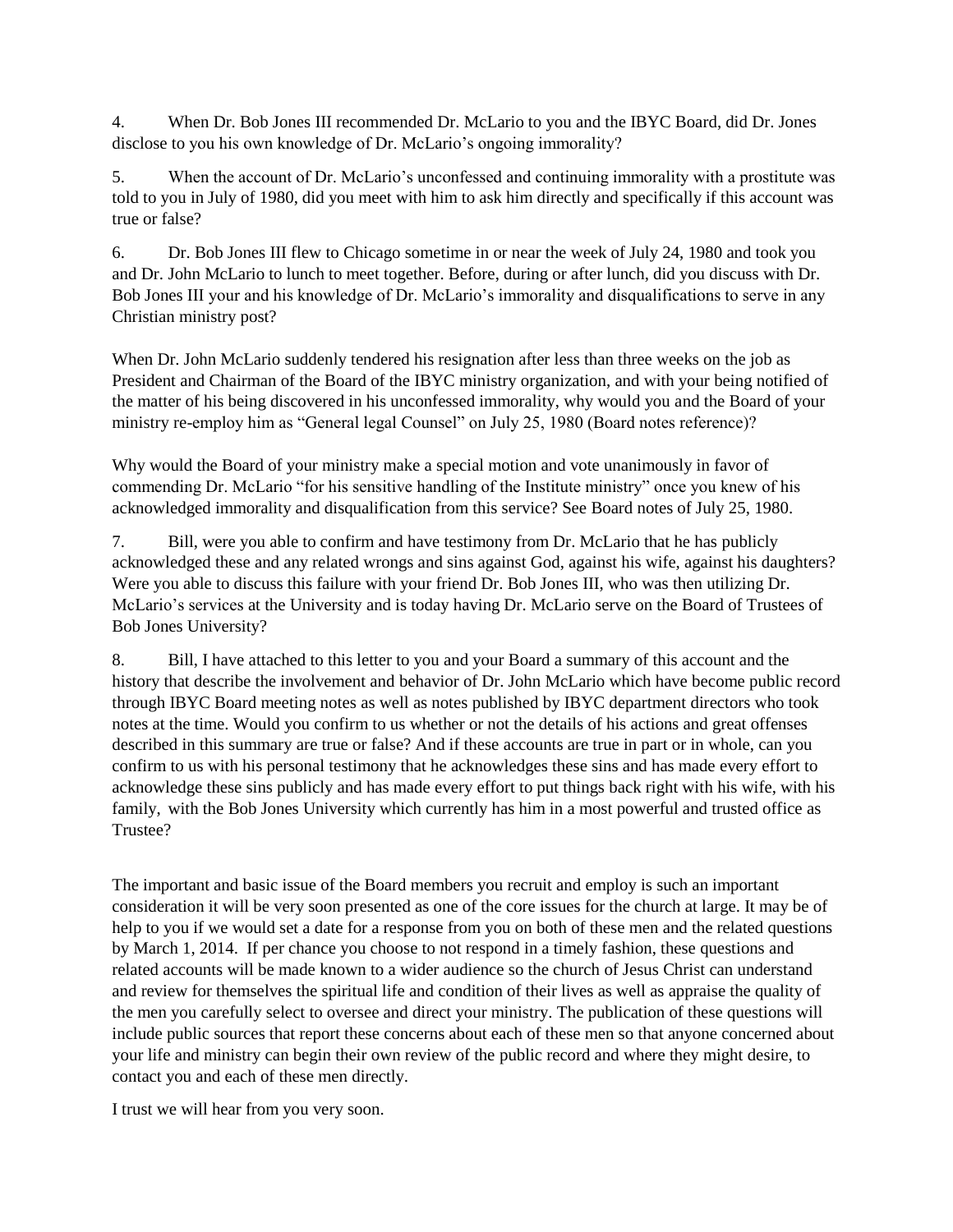4. When Dr. Bob Jones III recommended Dr. McLario to you and the IBYC Board, did Dr. Jones disclose to you his own knowledge of Dr. McLario's ongoing immorality?

5. When the account of Dr. McLario's unconfessed and continuing immorality with a prostitute was told to you in July of 1980, did you meet with him to ask him directly and specifically if this account was true or false?

6. Dr. Bob Jones III flew to Chicago sometime in or near the week of July 24, 1980 and took you and Dr. John McLario to lunch to meet together. Before, during or after lunch, did you discuss with Dr. Bob Jones III your and his knowledge of Dr. McLario's immorality and disqualifications to serve in any Christian ministry post?

When Dr. John McLario suddenly tendered his resignation after less than three weeks on the job as President and Chairman of the Board of the IBYC ministry organization, and with your being notified of the matter of his being discovered in his unconfessed immorality, why would you and the Board of your ministry re-employ him as "General legal Counsel" on July 25, 1980 (Board notes reference)?

Why would the Board of your ministry make a special motion and vote unanimously in favor of commending Dr. McLario "for his sensitive handling of the Institute ministry" once you knew of his acknowledged immorality and disqualification from this service? See Board notes of July 25, 1980.

7. Bill, were you able to confirm and have testimony from Dr. McLario that he has publicly acknowledged these and any related wrongs and sins against God, against his wife, against his daughters? Were you able to discuss this failure with your friend Dr. Bob Jones III, who was then utilizing Dr. McLario's services at the University and is today having Dr. McLario serve on the Board of Trustees of Bob Jones University?

8. Bill, I have attached to this letter to you and your Board a summary of this account and the history that describe the involvement and behavior of Dr. John McLario which have become public record through IBYC Board meeting notes as well as notes published by IBYC department directors who took notes at the time. Would you confirm to us whether or not the details of his actions and great offenses described in this summary are true or false? And if these accounts are true in part or in whole, can you confirm to us with his personal testimony that he acknowledges these sins and has made every effort to acknowledge these sins publicly and has made every effort to put things back right with his wife, with his family, with the Bob Jones University which currently has him in a most powerful and trusted office as Trustee?

The important and basic issue of the Board members you recruit and employ is such an important consideration it will be very soon presented as one of the core issues for the church at large. It may be of help to you if we would set a date for a response from you on both of these men and the related questions by March 1, 2014. If per chance you choose to not respond in a timely fashion, these questions and related accounts will be made known to a wider audience so the church of Jesus Christ can understand and review for themselves the spiritual life and condition of their lives as well as appraise the quality of the men you carefully select to oversee and direct your ministry. The publication of these questions will include public sources that report these concerns about each of these men so that anyone concerned about your life and ministry can begin their own review of the public record and where they might desire, to contact you and each of these men directly.

I trust we will hear from you very soon.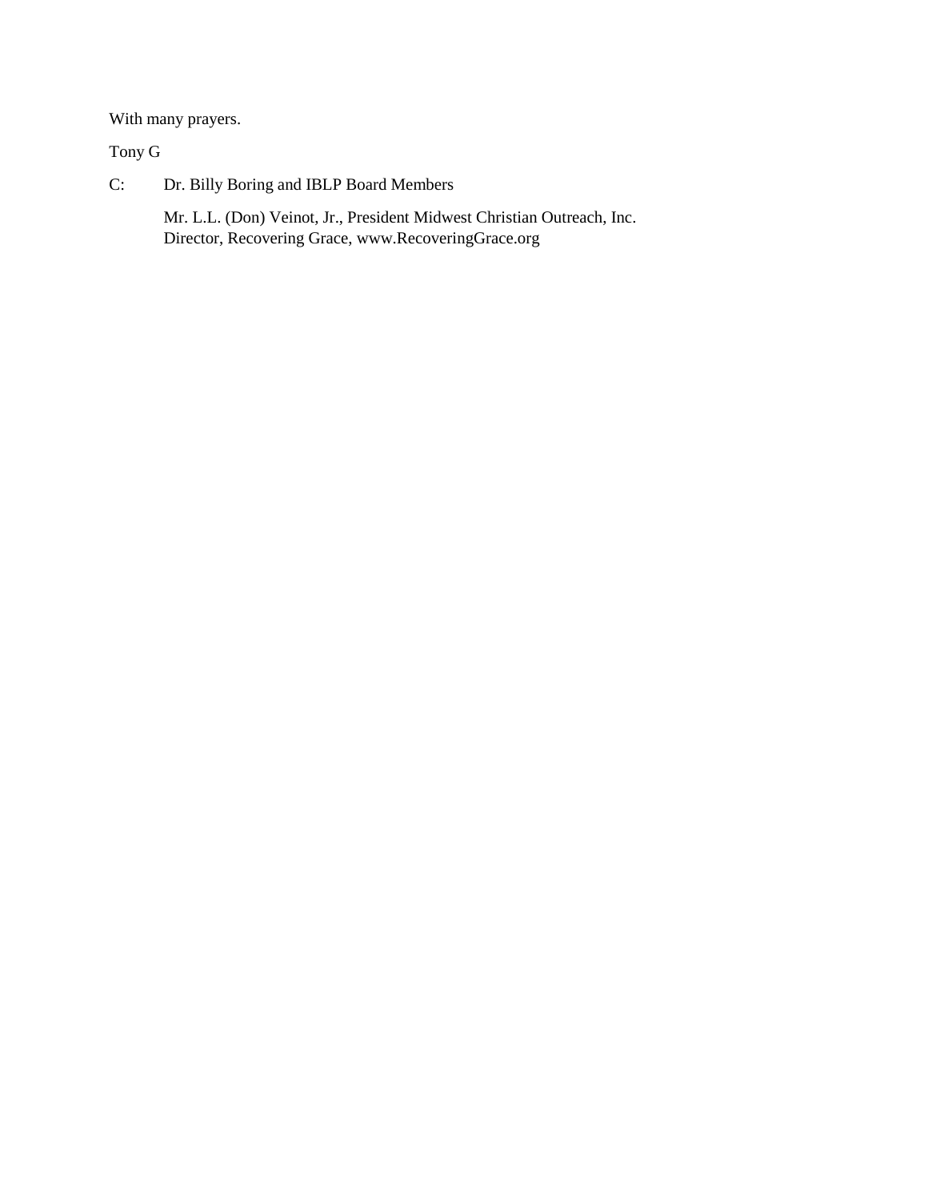With many prayers.

Tony G

C: Dr. Billy Boring and IBLP Board Members

Mr. L.L. (Don) Veinot, Jr., President Midwest Christian Outreach, Inc.
Director, Recovering Grace, www.RecoveringGrace.org